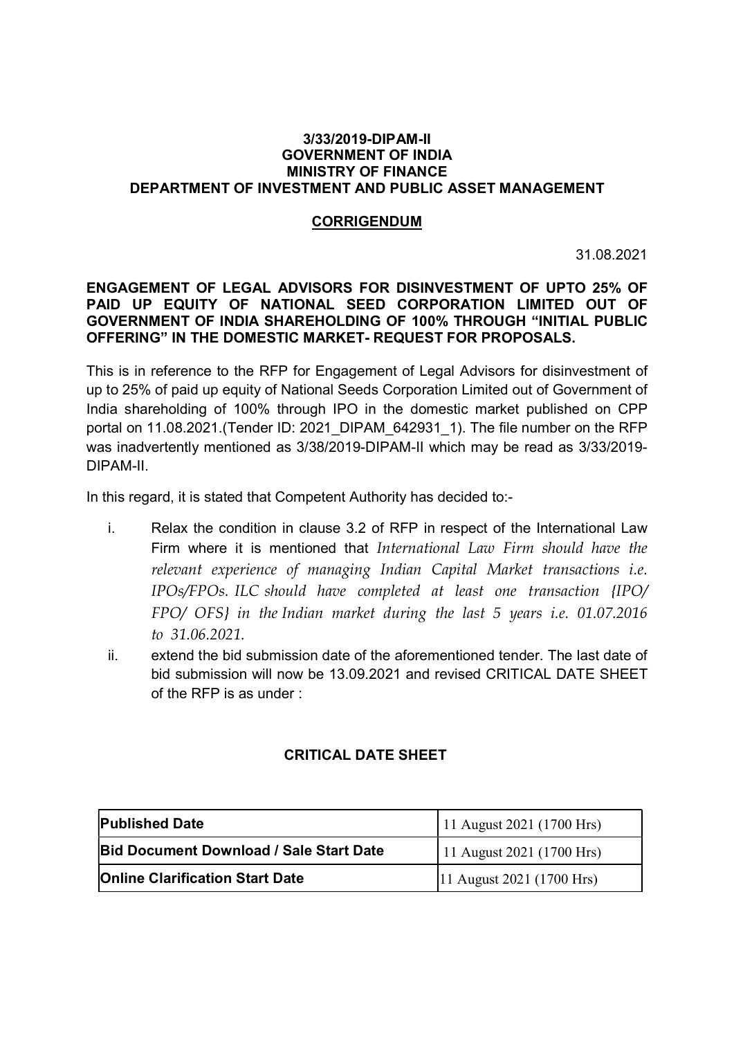**3/33/2019-DIPAM-II**
**GOVERNMENT OF INDIA**
**MINISTRY OF FINANCE**
**DEPARTMENT OF INVESTMENT AND PUBLIC ASSET MANAGEMENT**

## CORRIGENDUM

31.08.2021

**ENGAGEMENT OF LEGAL ADVISORS FOR DISINVESTMENT OF UPTO 25% OF PAID UP EQUITY OF NATIONAL SEED CORPORATION LIMITED OUT OF GOVERNMENT OF INDIA SHAREHOLDING OF 100% THROUGH "INITIAL PUBLIC OFFERING" IN THE DOMESTIC MARKET- REQUEST FOR PROPOSALS.**

This is in reference to the RFP for Engagement of Legal Advisors for disinvestment of up to 25% of paid up equity of National Seeds Corporation Limited out of Government of India shareholding of 100% through IPO in the domestic market published on CPP portal on 11.08.2021.(Tender ID: 2021_DIPAM_642931_1). The file number on the RFP was inadvertently mentioned as 3/38/2019-DIPAM-II which may be read as 3/33/2019-DIPAM-II.

In this regard, it is stated that Competent Authority has decided to:-

i. Relax the condition in clause 3.2 of RFP in respect of the International Law Firm where it is mentioned that *International Law Firm should have the relevant experience of managing Indian Capital Market transactions i.e. IPOs/FPOs. ILC should have completed at least one transaction {IPO/ FPO/ OFS} in the Indian market during the last 5 years i.e. 01.07.2016 to 31.06.2021.*
ii. extend the bid submission date of the aforementioned tender. The last date of bid submission will now be 13.09.2021 and revised CRITICAL DATE SHEET of the RFP is as under :

### CRITICAL DATE SHEET

| **Published Date** | 11 August 2021 (1700 Hrs) |
|---|---|
| **Bid Document Download / Sale Start Date** | 11 August 2021 (1700 Hrs) |
| **Online Clarification Start Date** | 11 August 2021 (1700 Hrs) |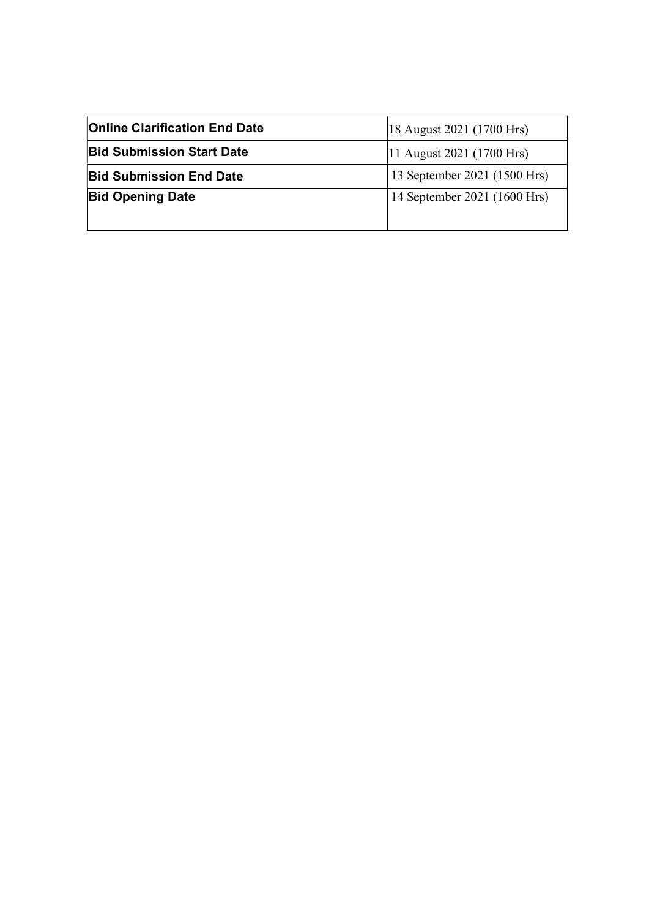| | |
|---|---|
| **Online Clarification End Date** | 18 August 2021 (1700 Hrs) |
| **Bid Submission Start Date** | 11 August 2021 (1700 Hrs) |
| **Bid Submission End Date** | 13 September 2021 (1500 Hrs) |
| **Bid Opening Date** | 14 September 2021 (1600 Hrs) |